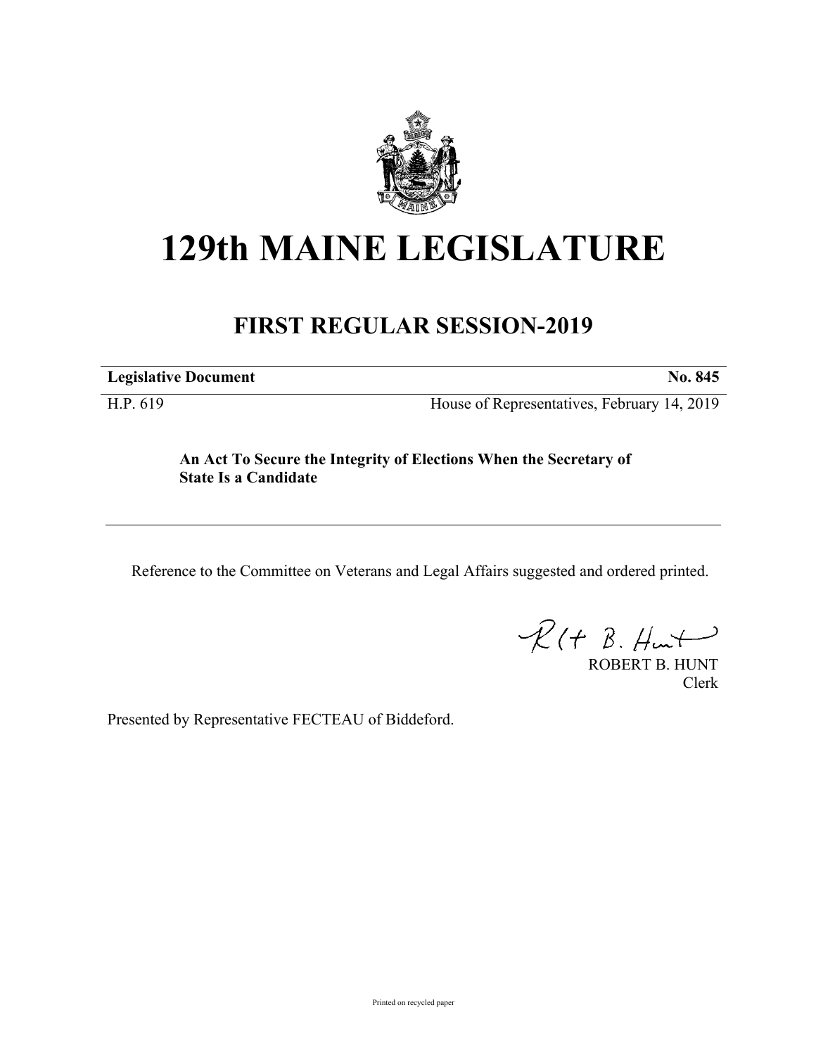# 129th MAINE LEGISLATURE

## FIRST REGULAR SESSION-2019

**Legislative Document** **No. 845**

H.P. 619 House of Representatives, February 14, 2019

**An Act To Secure the Integrity of Elections When the Secretary of State Is a Candidate**

Reference to the Committee on Veterans and Legal Affairs suggested and ordered printed.

ROBERT B. HUNT
Clerk

Presented by Representative FECTEAU of Biddeford.

Printed on recycled paper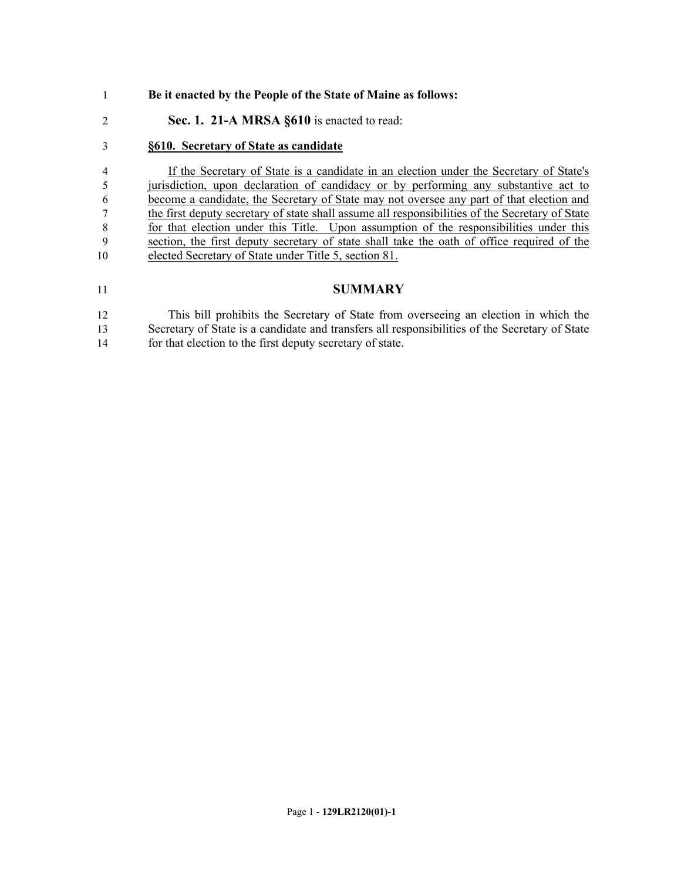**Be it enacted by the People of the State of Maine as follows:**

**Sec. 1. 21-A MRSA §610** is enacted to read:

**§610. Secretary of State as candidate**

If the Secretary of State is a candidate in an election under the Secretary of State's jurisdiction, upon declaration of candidacy or by performing any substantive act to become a candidate, the Secretary of State may not oversee any part of that election and the first deputy secretary of state shall assume all responsibilities of the Secretary of State for that election under this Title. Upon assumption of the responsibilities under this section, the first deputy secretary of state shall take the oath of office required of the elected Secretary of State under Title 5, section 81.

## SUMMARY

This bill prohibits the Secretary of State from overseeing an election in which the Secretary of State is a candidate and transfers all responsibilities of the Secretary of State for that election to the first deputy secretary of state.